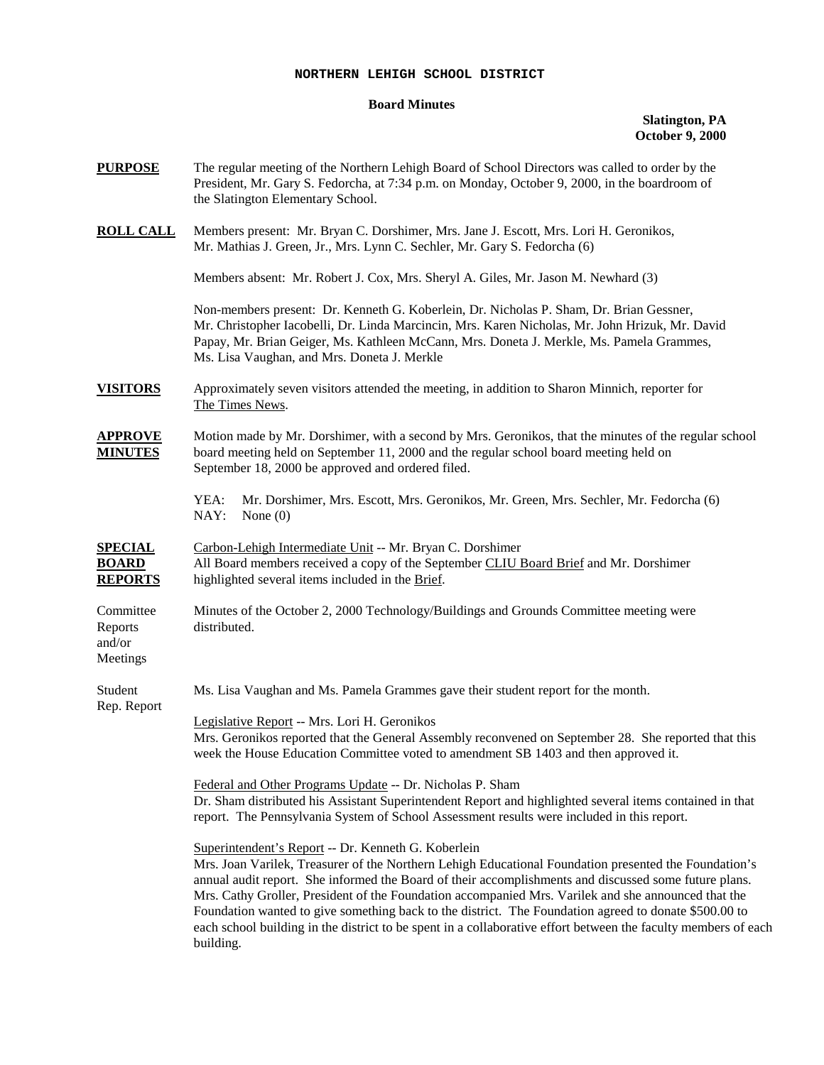# NORTHERN LEHIGH SCHOOL DISTRICT

## Board Minutes

**Slatington, PA**
**October 9, 2000**

**PURPOSE** The regular meeting of the Northern Lehigh Board of School Directors was called to order by the President, Mr. Gary S. Fedorcha, at 7:34 p.m. on Monday, October 9, 2000, in the boardroom of the Slatington Elementary School.

**ROLL CALL** Members present: Mr. Bryan C. Dorshimer, Mrs. Jane J. Escott, Mrs. Lori H. Geronikos, Mr. Mathias J. Green, Jr., Mrs. Lynn C. Sechler, Mr. Gary S. Fedorcha (6)

Members absent: Mr. Robert J. Cox, Mrs. Sheryl A. Giles, Mr. Jason M. Newhard (3)

Non-members present: Dr. Kenneth G. Koberlein, Dr. Nicholas P. Sham, Dr. Brian Gessner, Mr. Christopher Iacobelli, Dr. Linda Marcincin, Mrs. Karen Nicholas, Mr. John Hrizuk, Mr. David Papay, Mr. Brian Geiger, Ms. Kathleen McCann, Mrs. Doneta J. Merkle, Ms. Pamela Grammes, Ms. Lisa Vaughan, and Mrs. Doneta J. Merkle

**VISITORS** Approximately seven visitors attended the meeting, in addition to Sharon Minnich, reporter for The Times News.

**APPROVE MINUTES** Motion made by Mr. Dorshimer, with a second by Mrs. Geronikos, that the minutes of the regular school board meeting held on September 11, 2000 and the regular school board meeting held on September 18, 2000 be approved and ordered filed.

YEA: Mr. Dorshimer, Mrs. Escott, Mrs. Geronikos, Mr. Green, Mrs. Sechler, Mr. Fedorcha (6)
NAY: None (0)

**SPECIAL BOARD REPORTS** Carbon-Lehigh Intermediate Unit -- Mr. Bryan C. Dorshimer
All Board members received a copy of the September CLIU Board Brief and Mr. Dorshimer highlighted several items included in the Brief.

Committee Reports and/or Meetings: Minutes of the October 2, 2000 Technology/Buildings and Grounds Committee meeting were distributed.

Student Rep. Report: Ms. Lisa Vaughan and Ms. Pamela Grammes gave their student report for the month.

Legislative Report -- Mrs. Lori H. Geronikos
Mrs. Geronikos reported that the General Assembly reconvened on September 28. She reported that this week the House Education Committee voted to amendment SB 1403 and then approved it.

Federal and Other Programs Update -- Dr. Nicholas P. Sham
Dr. Sham distributed his Assistant Superintendent Report and highlighted several items contained in that report. The Pennsylvania System of School Assessment results were included in this report.

Superintendent's Report -- Dr. Kenneth G. Koberlein
Mrs. Joan Varilek, Treasurer of the Northern Lehigh Educational Foundation presented the Foundation's annual audit report. She informed the Board of their accomplishments and discussed some future plans. Mrs. Cathy Groller, President of the Foundation accompanied Mrs. Varilek and she announced that the Foundation wanted to give something back to the district. The Foundation agreed to donate $500.00 to each school building in the district to be spent in a collaborative effort between the faculty members of each building.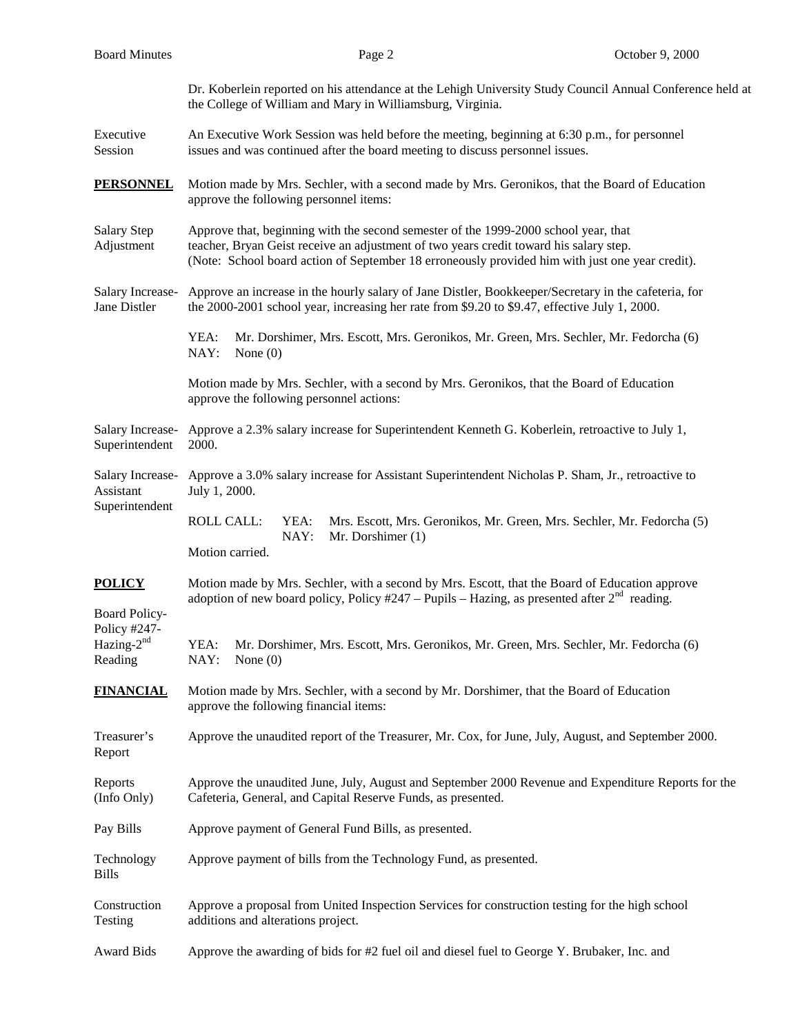Dr. Koberlein reported on his attendance at the Lehigh University Study Council Annual Conference held at the College of William and Mary in Williamsburg, Virginia.

Executive Session — An Executive Work Session was held before the meeting, beginning at 6:30 p.m., for personnel issues and was continued after the board meeting to discuss personnel issues.

**PERSONNEL** — Motion made by Mrs. Sechler, with a second made by Mrs. Geronikos, that the Board of Education approve the following personnel items:

Salary Step Adjustment — Approve that, beginning with the second semester of the 1999-2000 school year, that teacher, Bryan Geist receive an adjustment of two years credit toward his salary step. (Note: School board action of September 18 erroneously provided him with just one year credit).

Salary Increase-Jane Distler — Approve an increase in the hourly salary of Jane Distler, Bookkeeper/Secretary in the cafeteria, for the 2000-2001 school year, increasing her rate from $9.20 to $9.47, effective July 1, 2000.

YEA: Mr. Dorshimer, Mrs. Escott, Mrs. Geronikos, Mr. Green, Mrs. Sechler, Mr. Fedorcha (6)
NAY: None (0)

Motion made by Mrs. Sechler, with a second by Mrs. Geronikos, that the Board of Education approve the following personnel actions:

Salary Increase-Superintendent — Approve a 2.3% salary increase for Superintendent Kenneth G. Koberlein, retroactive to July 1, 2000.

Salary Increase-Assistant Superintendent — Approve a 3.0% salary increase for Assistant Superintendent Nicholas P. Sham, Jr., retroactive to July 1, 2000.

ROLL CALL: YEA: Mrs. Escott, Mrs. Geronikos, Mr. Green, Mrs. Sechler, Mr. Fedorcha (5)
NAY: Mr. Dorshimer (1)
Motion carried.

**POLICY** — Motion made by Mrs. Sechler, with a second by Mrs. Escott, that the Board of Education approve adoption of new board policy, Policy #247 – Pupils – Hazing, as presented after 2nd reading.

Board Policy-Policy #247-Hazing-2nd Reading

YEA: Mr. Dorshimer, Mrs. Escott, Mrs. Geronikos, Mr. Green, Mrs. Sechler, Mr. Fedorcha (6)
NAY: None (0)

**FINANCIAL** — Motion made by Mrs. Sechler, with a second by Mr. Dorshimer, that the Board of Education approve the following financial items:

Treasurer's Report — Approve the unaudited report of the Treasurer, Mr. Cox, for June, July, August, and September 2000.

Reports (Info Only) — Approve the unaudited June, July, August and September 2000 Revenue and Expenditure Reports for the Cafeteria, General, and Capital Reserve Funds, as presented.

Pay Bills — Approve payment of General Fund Bills, as presented.

Technology Bills — Approve payment of bills from the Technology Fund, as presented.

Construction Testing — Approve a proposal from United Inspection Services for construction testing for the high school additions and alterations project.

Award Bids — Approve the awarding of bids for #2 fuel oil and diesel fuel to George Y. Brubaker, Inc. and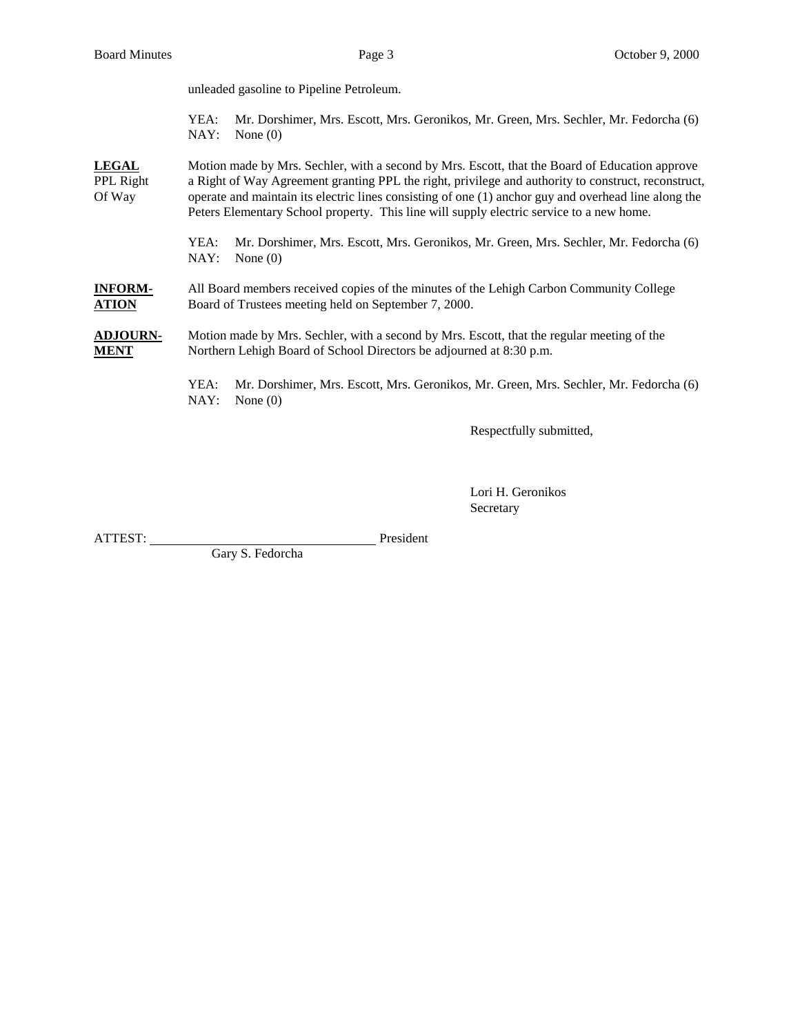unleaded gasoline to Pipeline Petroleum.

YEA: Mr. Dorshimer, Mrs. Escott, Mrs. Geronikos, Mr. Green, Mrs. Sechler, Mr. Fedorcha (6)
NAY: None (0)

**LEGAL**
PPL Right Of Way

Motion made by Mrs. Sechler, with a second by Mrs. Escott, that the Board of Education approve a Right of Way Agreement granting PPL the right, privilege and authority to construct, reconstruct, operate and maintain its electric lines consisting of one (1) anchor guy and overhead line along the Peters Elementary School property. This line will supply electric service to a new home.

YEA: Mr. Dorshimer, Mrs. Escott, Mrs. Geronikos, Mr. Green, Mrs. Sechler, Mr. Fedorcha (6)
NAY: None (0)

**INFORMATION**

All Board members received copies of the minutes of the Lehigh Carbon Community College Board of Trustees meeting held on September 7, 2000.

**ADJOURNMENT**

Motion made by Mrs. Sechler, with a second by Mrs. Escott, that the regular meeting of the Northern Lehigh Board of School Directors be adjourned at 8:30 p.m.

YEA: Mr. Dorshimer, Mrs. Escott, Mrs. Geronikos, Mr. Green, Mrs. Sechler, Mr. Fedorcha (6)
NAY: None (0)

Respectfully submitted,

Lori H. Geronikos
Secretary

ATTEST: ______________________________ President
Gary S. Fedorcha